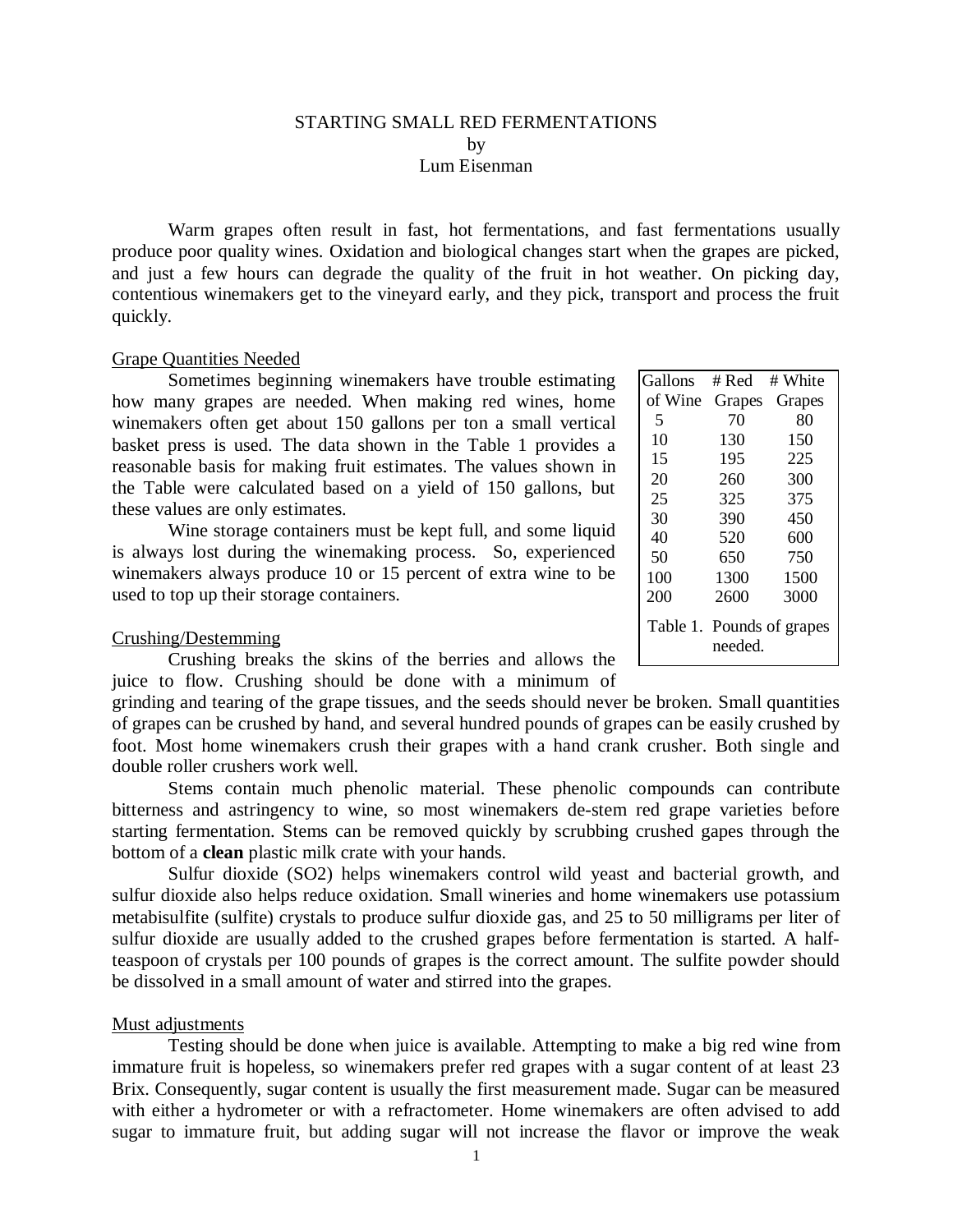STARTING SMALL RED FERMENTATIONS
by
Lum Eisenman

Warm grapes often result in fast, hot fermentations, and fast fermentations usually produce poor quality wines. Oxidation and biological changes start when the grapes are picked, and just a few hours can degrade the quality of the fruit in hot weather. On picking day, contentious winemakers get to the vineyard early, and they pick, transport and process the fruit quickly.

## Grape Quantities Needed

Sometimes beginning winemakers have trouble estimating how many grapes are needed. When making red wines, home winemakers often get about 150 gallons per ton a small vertical basket press is used. The data shown in the Table 1 provides a reasonable basis for making fruit estimates. The values shown in the Table were calculated based on a yield of 150 gallons, but these values are only estimates.

| Gallons of Wine | # Red Grapes | # White Grapes |
|---|---|---|
| 5 | 70 | 80 |
| 10 | 130 | 150 |
| 15 | 195 | 225 |
| 20 | 260 | 300 |
| 25 | 325 | 375 |
| 30 | 390 | 450 |
| 40 | 520 | 600 |
| 50 | 650 | 750 |
| 100 | 1300 | 1500 |
| 200 | 2600 | 3000 |

Table 1. Pounds of grapes needed.

Wine storage containers must be kept full, and some liquid is always lost during the winemaking process. So, experienced winemakers always produce 10 or 15 percent of extra wine to be used to top up their storage containers.

## Crushing/Destemming

Crushing breaks the skins of the berries and allows the juice to flow. Crushing should be done with a minimum of grinding and tearing of the grape tissues, and the seeds should never be broken. Small quantities of grapes can be crushed by hand, and several hundred pounds of grapes can be easily crushed by foot. Most home winemakers crush their grapes with a hand crank crusher. Both single and double roller crushers work well.

Stems contain much phenolic material. These phenolic compounds can contribute bitterness and astringency to wine, so most winemakers de-stem red grape varieties before starting fermentation. Stems can be removed quickly by scrubbing crushed gapes through the bottom of a **clean** plastic milk crate with your hands.

Sulfur dioxide (SO2) helps winemakers control wild yeast and bacterial growth, and sulfur dioxide also helps reduce oxidation. Small wineries and home winemakers use potassium metabisulfite (sulfite) crystals to produce sulfur dioxide gas, and 25 to 50 milligrams per liter of sulfur dioxide are usually added to the crushed grapes before fermentation is started. A half-teaspoon of crystals per 100 pounds of grapes is the correct amount. The sulfite powder should be dissolved in a small amount of water and stirred into the grapes.

## Must adjustments

Testing should be done when juice is available. Attempting to make a big red wine from immature fruit is hopeless, so winemakers prefer red grapes with a sugar content of at least 23 Brix. Consequently, sugar content is usually the first measurement made. Sugar can be measured with either a hydrometer or with a refractometer. Home winemakers are often advised to add sugar to immature fruit, but adding sugar will not increase the flavor or improve the weak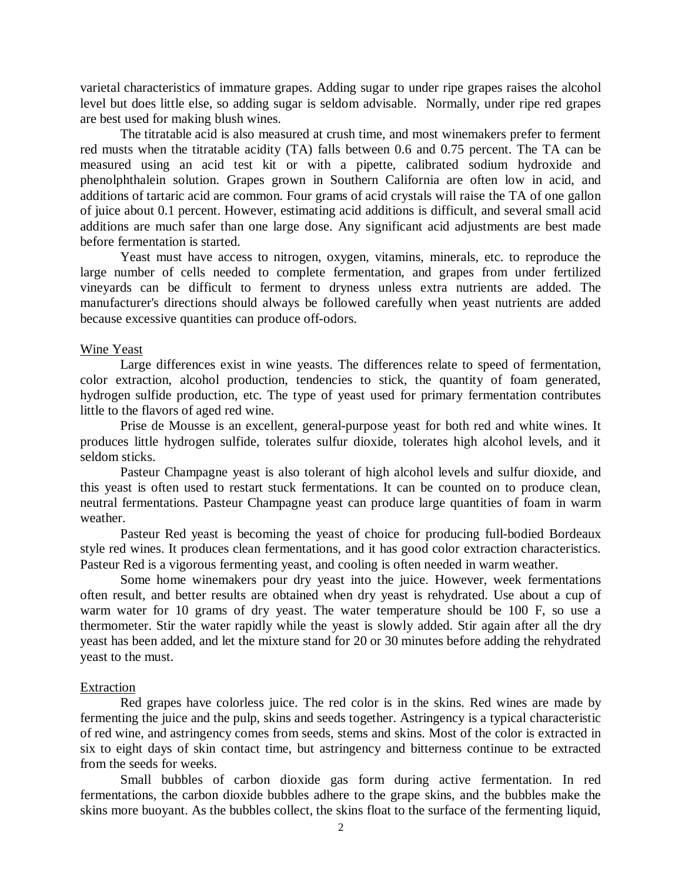varietal characteristics of immature grapes. Adding sugar to under ripe grapes raises the alcohol level but does little else, so adding sugar is seldom advisable. Normally, under ripe red grapes are best used for making blush wines.

The titratable acid is also measured at crush time, and most winemakers prefer to ferment red musts when the titratable acidity (TA) falls between 0.6 and 0.75 percent. The TA can be measured using an acid test kit or with a pipette, calibrated sodium hydroxide and phenolphthalein solution. Grapes grown in Southern California are often low in acid, and additions of tartaric acid are common. Four grams of acid crystals will raise the TA of one gallon of juice about 0.1 percent. However, estimating acid additions is difficult, and several small acid additions are much safer than one large dose. Any significant acid adjustments are best made before fermentation is started.

Yeast must have access to nitrogen, oxygen, vitamins, minerals, etc. to reproduce the large number of cells needed to complete fermentation, and grapes from under fertilized vineyards can be difficult to ferment to dryness unless extra nutrients are added. The manufacturer's directions should always be followed carefully when yeast nutrients are added because excessive quantities can produce off-odors.

## Wine Yeast

Large differences exist in wine yeasts. The differences relate to speed of fermentation, color extraction, alcohol production, tendencies to stick, the quantity of foam generated, hydrogen sulfide production, etc. The type of yeast used for primary fermentation contributes little to the flavors of aged red wine.

Prise de Mousse is an excellent, general-purpose yeast for both red and white wines. It produces little hydrogen sulfide, tolerates sulfur dioxide, tolerates high alcohol levels, and it seldom sticks.

Pasteur Champagne yeast is also tolerant of high alcohol levels and sulfur dioxide, and this yeast is often used to restart stuck fermentations. It can be counted on to produce clean, neutral fermentations. Pasteur Champagne yeast can produce large quantities of foam in warm weather.

Pasteur Red yeast is becoming the yeast of choice for producing full-bodied Bordeaux style red wines. It produces clean fermentations, and it has good color extraction characteristics. Pasteur Red is a vigorous fermenting yeast, and cooling is often needed in warm weather.

Some home winemakers pour dry yeast into the juice. However, week fermentations often result, and better results are obtained when dry yeast is rehydrated. Use about a cup of warm water for 10 grams of dry yeast. The water temperature should be 100 F, so use a thermometer. Stir the water rapidly while the yeast is slowly added. Stir again after all the dry yeast has been added, and let the mixture stand for 20 or 30 minutes before adding the rehydrated yeast to the must.

## Extraction

Red grapes have colorless juice. The red color is in the skins. Red wines are made by fermenting the juice and the pulp, skins and seeds together. Astringency is a typical characteristic of red wine, and astringency comes from seeds, stems and skins. Most of the color is extracted in six to eight days of skin contact time, but astringency and bitterness continue to be extracted from the seeds for weeks.

Small bubbles of carbon dioxide gas form during active fermentation. In red fermentations, the carbon dioxide bubbles adhere to the grape skins, and the bubbles make the skins more buoyant. As the bubbles collect, the skins float to the surface of the fermenting liquid,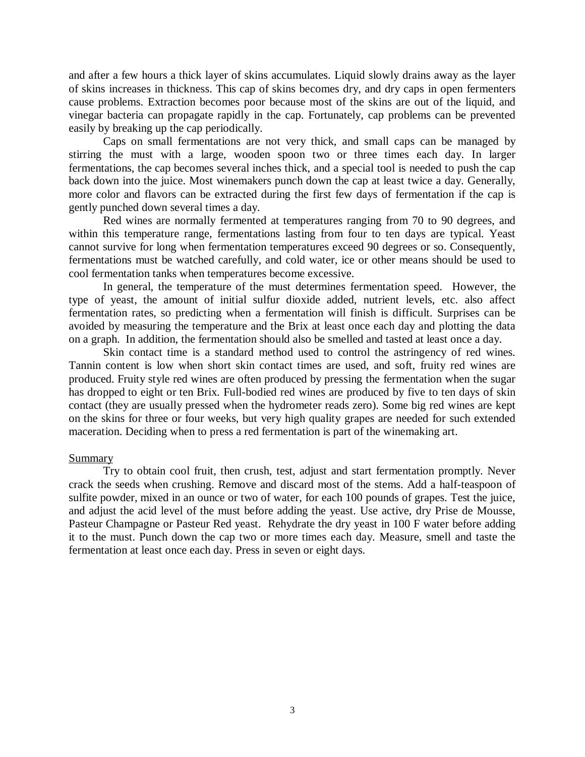and after a few hours a thick layer of skins accumulates. Liquid slowly drains away as the layer of skins increases in thickness. This cap of skins becomes dry, and dry caps in open fermenters cause problems. Extraction becomes poor because most of the skins are out of the liquid, and vinegar bacteria can propagate rapidly in the cap. Fortunately, cap problems can be prevented easily by breaking up the cap periodically.

Caps on small fermentations are not very thick, and small caps can be managed by stirring the must with a large, wooden spoon two or three times each day. In larger fermentations, the cap becomes several inches thick, and a special tool is needed to push the cap back down into the juice. Most winemakers punch down the cap at least twice a day. Generally, more color and flavors can be extracted during the first few days of fermentation if the cap is gently punched down several times a day.

Red wines are normally fermented at temperatures ranging from 70 to 90 degrees, and within this temperature range, fermentations lasting from four to ten days are typical. Yeast cannot survive for long when fermentation temperatures exceed 90 degrees or so. Consequently, fermentations must be watched carefully, and cold water, ice or other means should be used to cool fermentation tanks when temperatures become excessive.

In general, the temperature of the must determines fermentation speed. However, the type of yeast, the amount of initial sulfur dioxide added, nutrient levels, etc. also affect fermentation rates, so predicting when a fermentation will finish is difficult. Surprises can be avoided by measuring the temperature and the Brix at least once each day and plotting the data on a graph. In addition, the fermentation should also be smelled and tasted at least once a day.

Skin contact time is a standard method used to control the astringency of red wines. Tannin content is low when short skin contact times are used, and soft, fruity red wines are produced. Fruity style red wines are often produced by pressing the fermentation when the sugar has dropped to eight or ten Brix. Full-bodied red wines are produced by five to ten days of skin contact (they are usually pressed when the hydrometer reads zero). Some big red wines are kept on the skins for three or four weeks, but very high quality grapes are needed for such extended maceration. Deciding when to press a red fermentation is part of the winemaking art.

## Summary

Try to obtain cool fruit, then crush, test, adjust and start fermentation promptly. Never crack the seeds when crushing. Remove and discard most of the stems. Add a half-teaspoon of sulfite powder, mixed in an ounce or two of water, for each 100 pounds of grapes. Test the juice, and adjust the acid level of the must before adding the yeast. Use active, dry Prise de Mousse, Pasteur Champagne or Pasteur Red yeast. Rehydrate the dry yeast in 100 F water before adding it to the must. Punch down the cap two or more times each day. Measure, smell and taste the fermentation at least once each day. Press in seven or eight days.